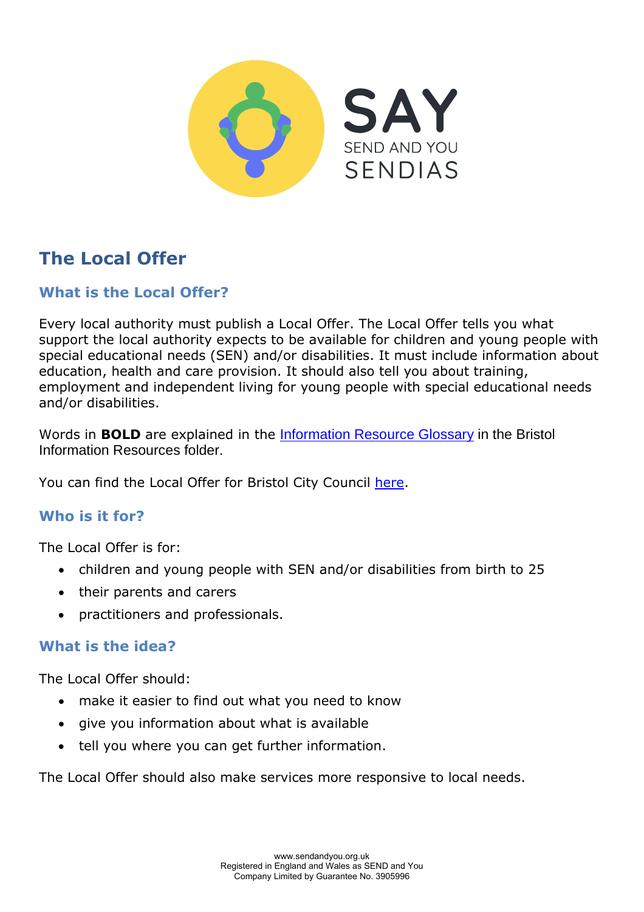# The Local Offer

## What is the Local Offer?

Every local authority must publish a Local Offer. The Local Offer tells you what support the local authority expects to be available for children and young people with special educational needs (SEN) and/or disabilities. It must include information about education, health and care provision. It should also tell you about training, employment and independent living for young people with special educational needs and/or disabilities.

Words in **BOLD** are explained in the Information Resource Glossary in the Bristol Information Resources folder.

You can find the Local Offer for Bristol City Council here.

## Who is it for?

The Local Offer is for:

- children and young people with SEN and/or disabilities from birth to 25
- their parents and carers
- practitioners and professionals.

## What is the idea?

The Local Offer should:

- make it easier to find out what you need to know
- give you information about what is available
- tell you where you can get further information.

The Local Offer should also make services more responsive to local needs.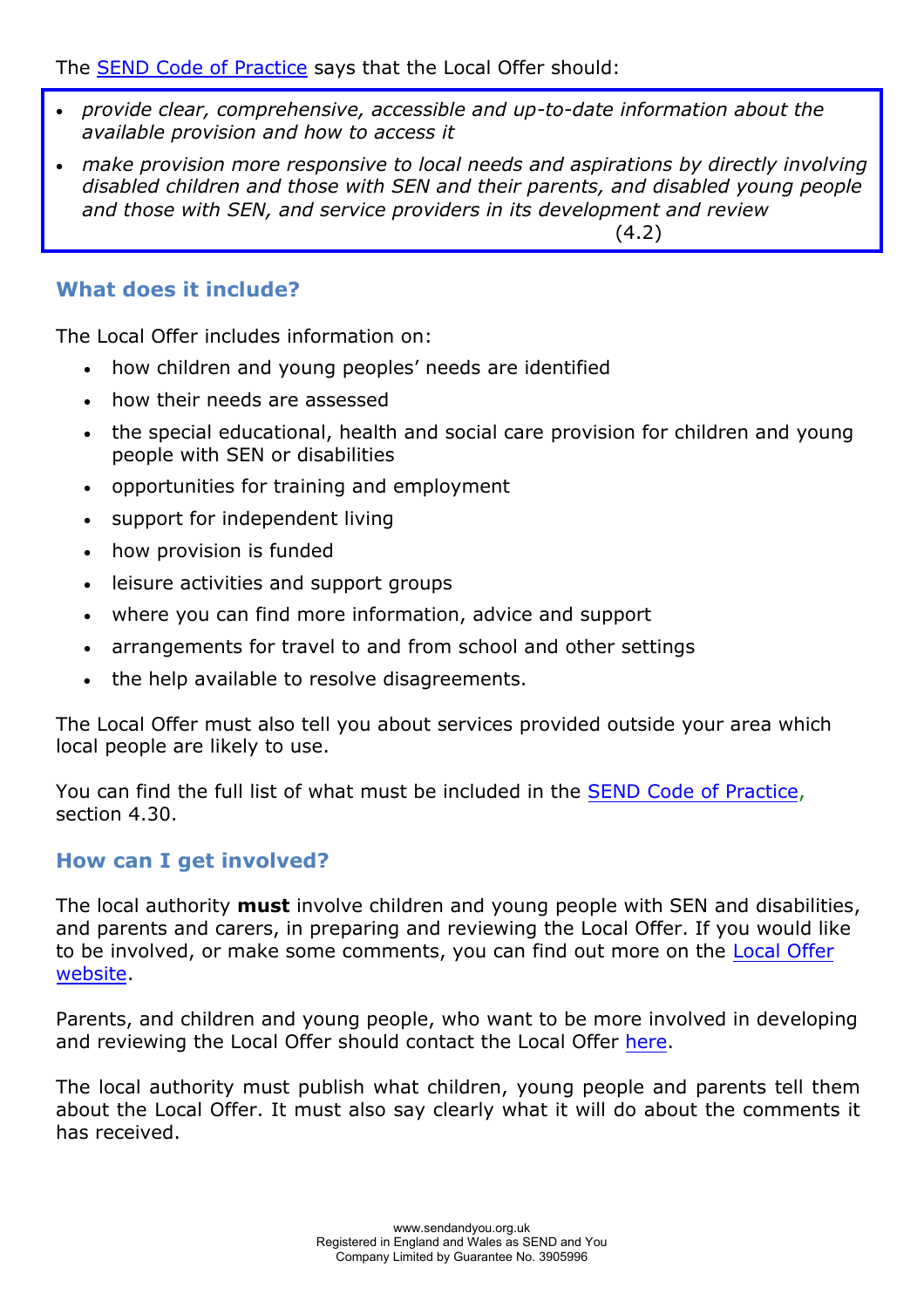The SEND Code of Practice says that the Local Offer should:

> - *provide clear, comprehensive, accessible and up-to-date information about the available provision and how to access it*
> - *make provision more responsive to local needs and aspirations by directly involving disabled children and those with SEN and their parents, and disabled young people and those with SEN, and service providers in its development and review*
>
> (4.2)

## What does it include?

The Local Offer includes information on:

- how children and young peoples' needs are identified
- how their needs are assessed
- the special educational, health and social care provision for children and young people with SEN or disabilities
- opportunities for training and employment
- support for independent living
- how provision is funded
- leisure activities and support groups
- where you can find more information, advice and support
- arrangements for travel to and from school and other settings
- the help available to resolve disagreements.

The Local Offer must also tell you about services provided outside your area which local people are likely to use.

You can find the full list of what must be included in the SEND Code of Practice, section 4.30.

## How can I get involved?

The local authority **must** involve children and young people with SEN and disabilities, and parents and carers, in preparing and reviewing the Local Offer. If you would like to be involved, or make some comments, you can find out more on the Local Offer website.

Parents, and children and young people, who want to be more involved in developing and reviewing the Local Offer should contact the Local Offer here.

The local authority must publish what children, young people and parents tell them about the Local Offer. It must also say clearly what it will do about the comments it has received.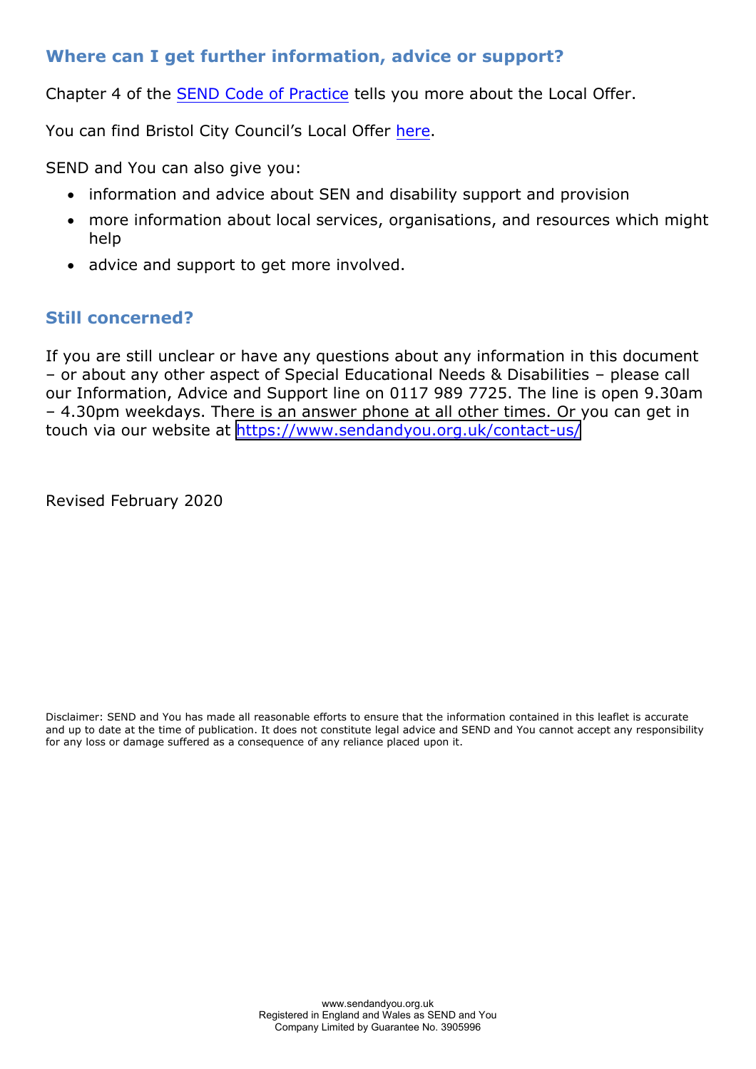## Where can I get further information, advice or support?

Chapter 4 of the SEND Code of Practice tells you more about the Local Offer.

You can find Bristol City Council's Local Offer here.

SEND and You can also give you:

- information and advice about SEN and disability support and provision
- more information about local services, organisations, and resources which might help
- advice and support to get more involved.

## Still concerned?

If you are still unclear or have any questions about any information in this document – or about any other aspect of Special Educational Needs & Disabilities – please call our Information, Advice and Support line on 0117 989 7725. The line is open 9.30am – 4.30pm weekdays. There is an answer phone at all other times. Or you can get in touch via our website at https://www.sendandyou.org.uk/contact-us/

Revised February 2020

Disclaimer: SEND and You has made all reasonable efforts to ensure that the information contained in this leaflet is accurate and up to date at the time of publication. It does not constitute legal advice and SEND and You cannot accept any responsibility for any loss or damage suffered as a consequence of any reliance placed upon it.

www.sendandyou.org.uk
Registered in England and Wales as SEND and You
Company Limited by Guarantee No. 3905996